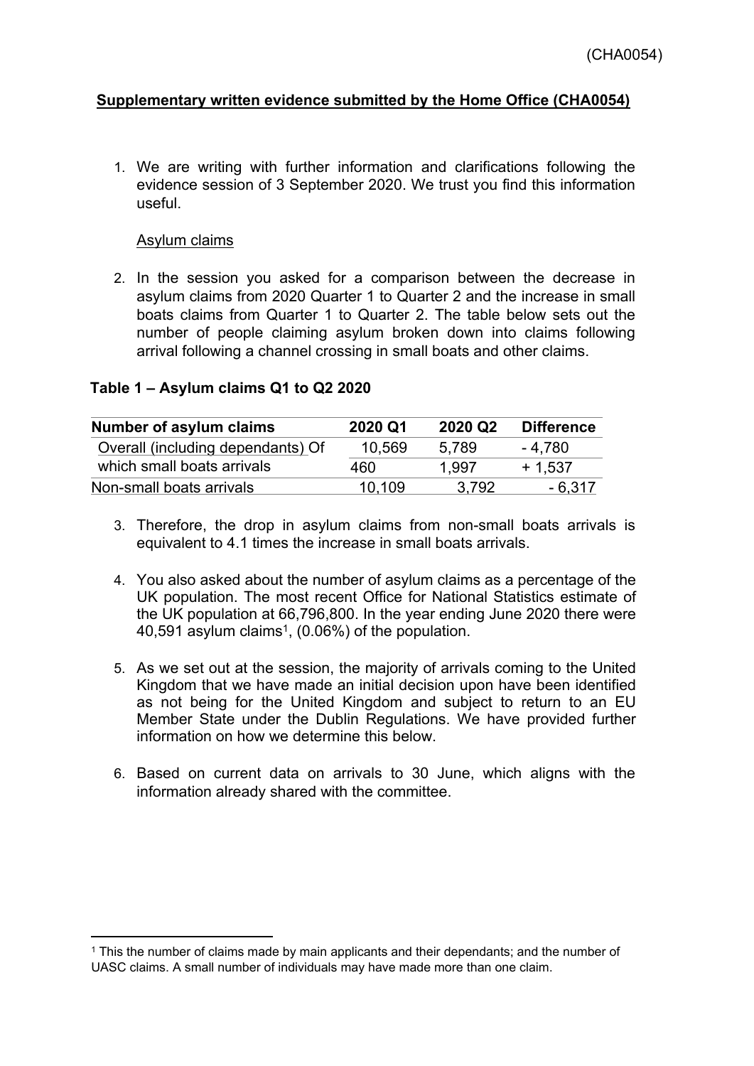(CHA0054)

**Supplementary written evidence submitted by the Home Office (CHA0054)**

1. We are writing with further information and clarifications following the evidence session of 3 September 2020. We trust you find this information useful.

Asylum claims

2. In the session you asked for a comparison between the decrease in asylum claims from 2020 Quarter 1 to Quarter 2 and the increase in small boats claims from Quarter 1 to Quarter 2. The table below sets out the number of people claiming asylum broken down into claims following arrival following a channel crossing in small boats and other claims.

**Table 1 – Asylum claims Q1 to Q2 2020**

| Number of asylum claims | 2020 Q1 | 2020 Q2 | Difference |
| --- | --- | --- | --- |
| Overall (including dependants) Of which small boats arrivals | 10,569 460 | 5,789 1,997 | - 4,780 + 1,537 |
| Non-small boats arrivals | 10,109 | 3,792 | - 6,317 |

3. Therefore, the drop in asylum claims from non-small boats arrivals is equivalent to 4.1 times the increase in small boats arrivals.

4. You also asked about the number of asylum claims as a percentage of the UK population. The most recent Office for National Statistics estimate of the UK population at 66,796,800. In the year ending June 2020 there were 40,591 asylum claims[1], (0.06%) of the population.

5. As we set out at the session, the majority of arrivals coming to the United Kingdom that we have made an initial decision upon have been identified as not being for the United Kingdom and subject to return to an EU Member State under the Dublin Regulations. We have provided further information on how we determine this below.

6. Based on current data on arrivals to 30 June, which aligns with the information already shared with the committee.

[1] This the number of claims made by main applicants and their dependants; and the number of UASC claims. A small number of individuals may have made more than one claim.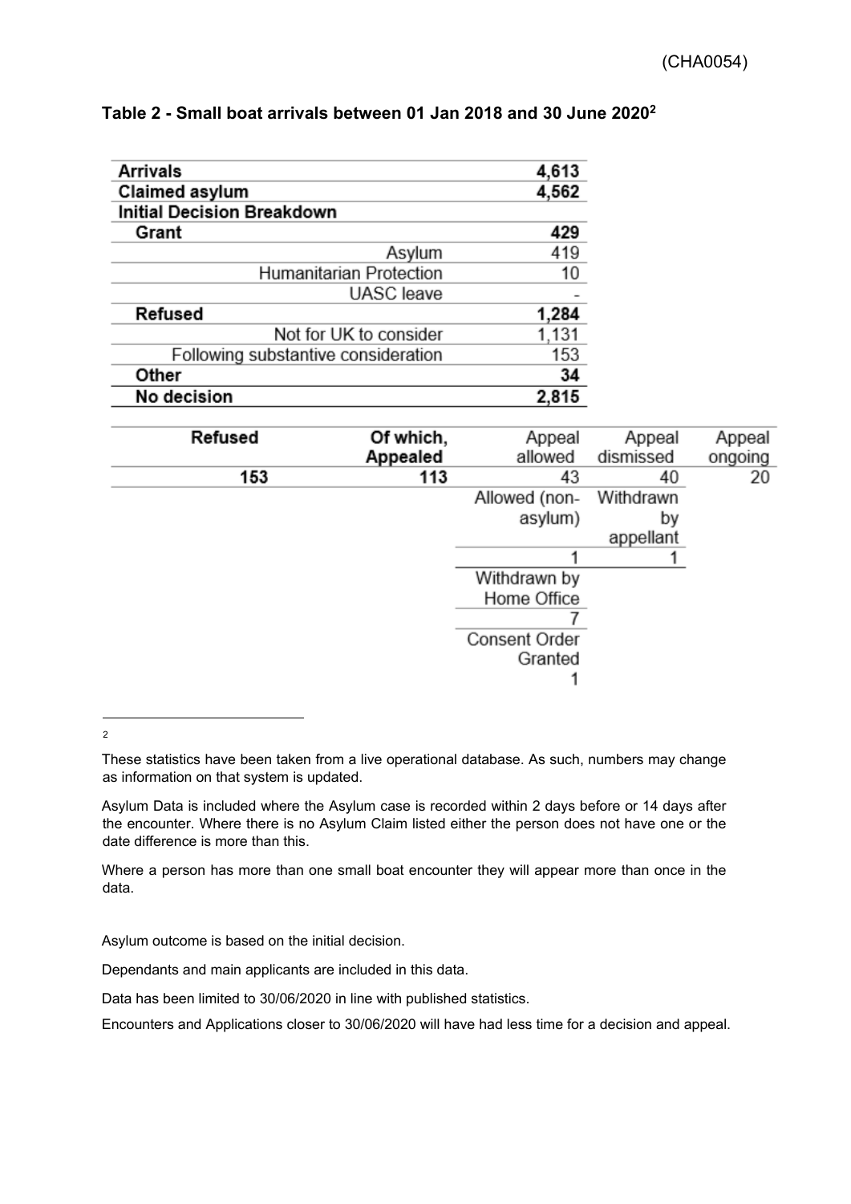## Table 2 - Small boat arrivals between 01 Jan 2018 and 30 June 2020[2]

| | |
|---|---|
| **Arrivals** | **4,613** |
| **Claimed asylum** | **4,562** |
| **Initial Decision Breakdown** | |
| **Grant** | **429** |
| Asylum | 419 |
| Humanitarian Protection | 10 |
| UASC leave | - |
| **Refused** | **1,284** |
| Not for UK to consider | 1,131 |
| Following substantive consideration | 153 |
| **Other** | **34** |
| **No decision** | **2,815** |

| Refused | Of which, Appealed | Appeal allowed | Appeal dismissed | Appeal ongoing |
|---|---|---|---|---|
| **153** | **113** | 43 | 40 | 20 |
| | | Allowed (non-asylum) | Withdrawn by appellant | |
| | | 1 | 1 | |
| | | Withdrawn by Home Office | | |
| | | 7 | | |
| | | Consent Order Granted | | |
| | | 1 | | |

---

[2]

These statistics have been taken from a live operational database. As such, numbers may change as information on that system is updated.

Asylum Data is included where the Asylum case is recorded within 2 days before or 14 days after the encounter. Where there is no Asylum Claim listed either the person does not have one or the date difference is more than this.

Where a person has more than one small boat encounter they will appear more than once in the data.

Asylum outcome is based on the initial decision.

Dependants and main applicants are included in this data.

Data has been limited to 30/06/2020 in line with published statistics.

Encounters and Applications closer to 30/06/2020 will have had less time for a decision and appeal.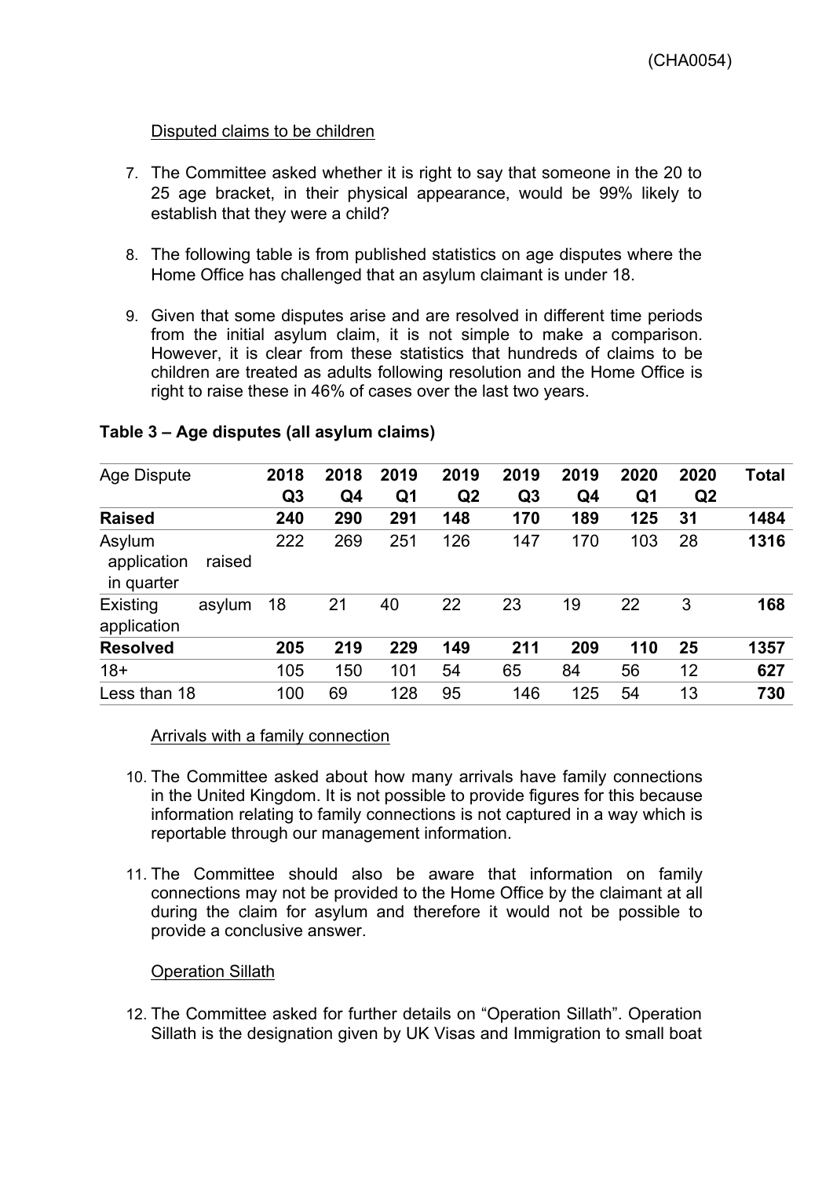(CHA0054)

Disputed claims to be children

7. The Committee asked whether it is right to say that someone in the 20 to 25 age bracket, in their physical appearance, would be 99% likely to establish that they were a child?

8. The following table is from published statistics on age disputes where the Home Office has challenged that an asylum claimant is under 18.

9. Given that some disputes arise and are resolved in different time periods from the initial asylum claim, it is not simple to make a comparison. However, it is clear from these statistics that hundreds of claims to be children are treated as adults following resolution and the Home Office is right to raise these in 46% of cases over the last two years.

**Table 3 – Age disputes (all asylum claims)**

| Age Dispute | 2018 Q3 | 2018 Q4 | 2019 Q1 | 2019 Q2 | 2019 Q3 | 2019 Q4 | 2020 Q1 | 2020 Q2 | Total |
|---|---|---|---|---|---|---|---|---|---|
| **Raised** | **240** | **290** | **291** | **148** | **170** | **189** | **125** | **31** | **1484** |
| Asylum application raised in quarter | 222 | 269 | 251 | 126 | 147 | 170 | 103 | 28 | **1316** |
| Existing asylum application | 18 | 21 | 40 | 22 | 23 | 19 | 22 | 3 | **168** |
| **Resolved** | **205** | **219** | **229** | **149** | **211** | **209** | **110** | **25** | **1357** |
| 18+ | 105 | 150 | 101 | 54 | 65 | 84 | 56 | 12 | **627** |
| Less than 18 | 100 | 69 | 128 | 95 | 146 | 125 | 54 | 13 | **730** |

Arrivals with a family connection

10. The Committee asked about how many arrivals have family connections in the United Kingdom. It is not possible to provide figures for this because information relating to family connections is not captured in a way which is reportable through our management information.

11. The Committee should also be aware that information on family connections may not be provided to the Home Office by the claimant at all during the claim for asylum and therefore it would not be possible to provide a conclusive answer.

Operation Sillath

12. The Committee asked for further details on "Operation Sillath". Operation Sillath is the designation given by UK Visas and Immigration to small boat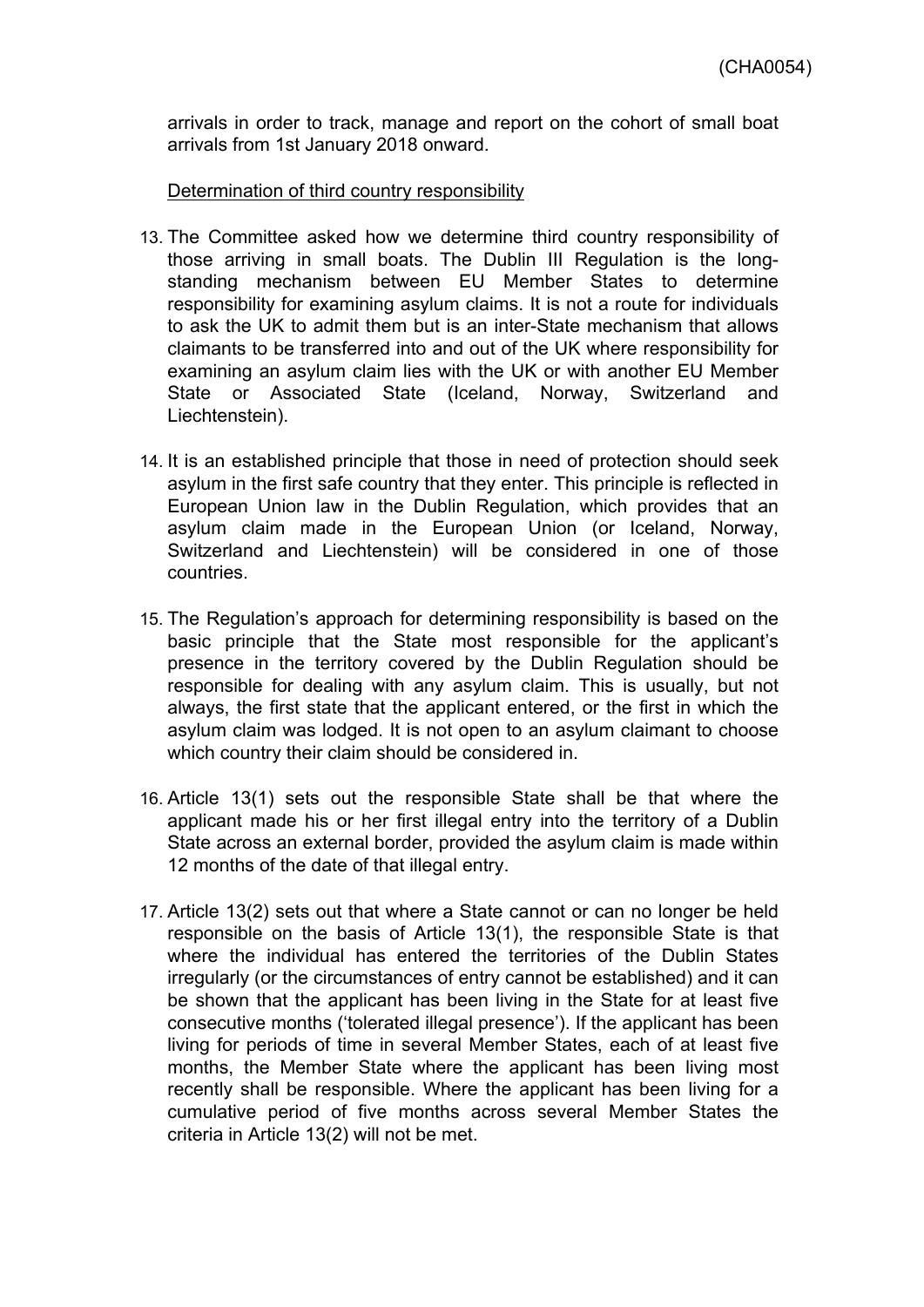arrivals in order to track, manage and report on the cohort of small boat arrivals from 1st January 2018 onward.

Determination of third country responsibility

13. The Committee asked how we determine third country responsibility of those arriving in small boats. The Dublin III Regulation is the long-standing mechanism between EU Member States to determine responsibility for examining asylum claims. It is not a route for individuals to ask the UK to admit them but is an inter-State mechanism that allows claimants to be transferred into and out of the UK where responsibility for examining an asylum claim lies with the UK or with another EU Member State or Associated State (Iceland, Norway, Switzerland and Liechtenstein).

14. It is an established principle that those in need of protection should seek asylum in the first safe country that they enter. This principle is reflected in European Union law in the Dublin Regulation, which provides that an asylum claim made in the European Union (or Iceland, Norway, Switzerland and Liechtenstein) will be considered in one of those countries.

15. The Regulation's approach for determining responsibility is based on the basic principle that the State most responsible for the applicant's presence in the territory covered by the Dublin Regulation should be responsible for dealing with any asylum claim. This is usually, but not always, the first state that the applicant entered, or the first in which the asylum claim was lodged. It is not open to an asylum claimant to choose which country their claim should be considered in.

16. Article 13(1) sets out the responsible State shall be that where the applicant made his or her first illegal entry into the territory of a Dublin State across an external border, provided the asylum claim is made within 12 months of the date of that illegal entry.

17. Article 13(2) sets out that where a State cannot or can no longer be held responsible on the basis of Article 13(1), the responsible State is that where the individual has entered the territories of the Dublin States irregularly (or the circumstances of entry cannot be established) and it can be shown that the applicant has been living in the State for at least five consecutive months ('tolerated illegal presence'). If the applicant has been living for periods of time in several Member States, each of at least five months, the Member State where the applicant has been living most recently shall be responsible. Where the applicant has been living for a cumulative period of five months across several Member States the criteria in Article 13(2) will not be met.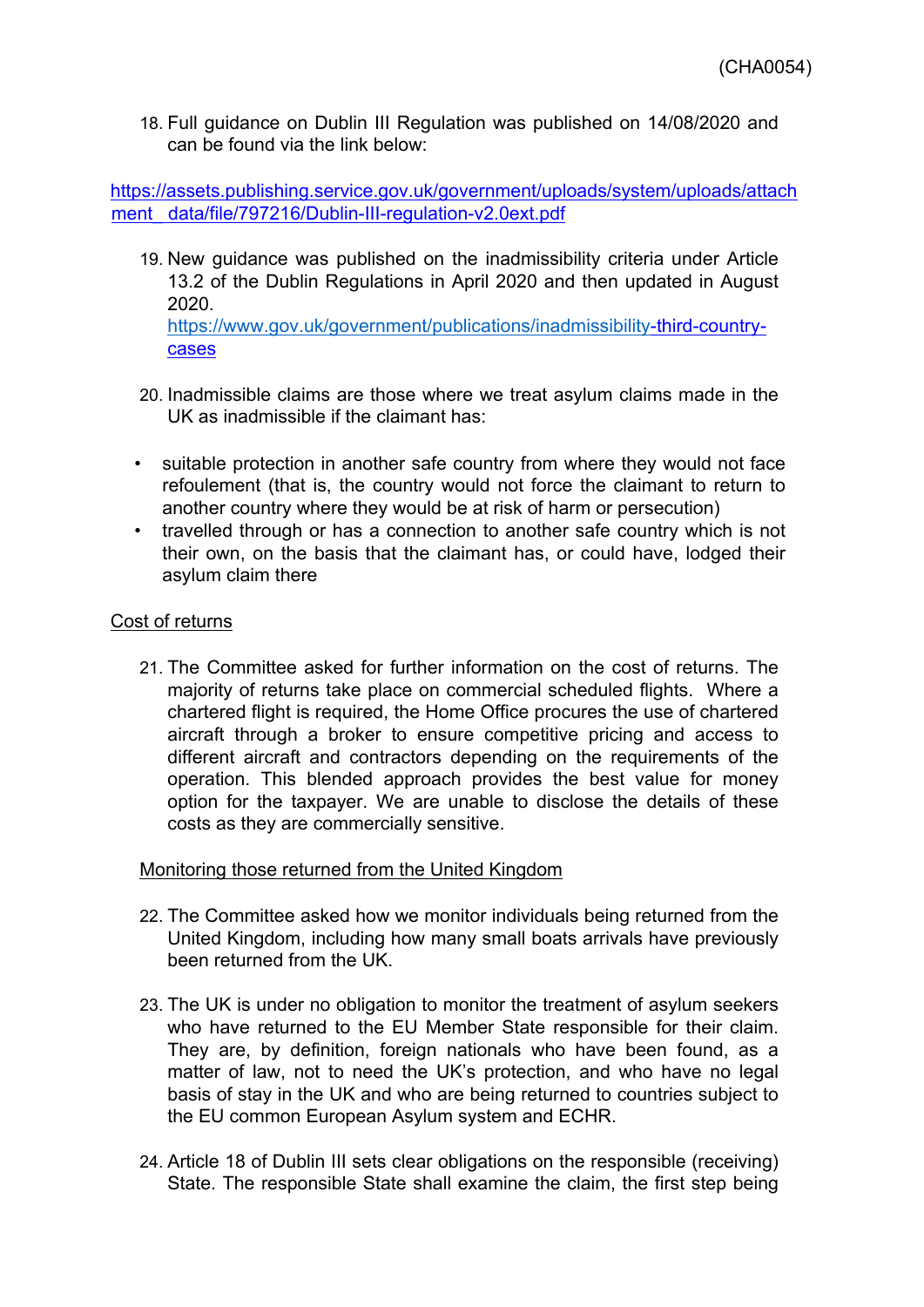18. Full guidance on Dublin III Regulation was published on 14/08/2020 and can be found via the link below:

https://assets.publishing.service.gov.uk/government/uploads/system/uploads/attachment_data/file/797216/Dublin-III-regulation-v2.0ext.pdf

19. New guidance was published on the inadmissibility criteria under Article 13.2 of the Dublin Regulations in April 2020 and then updated in August 2020.
    https://www.gov.uk/government/publications/inadmissibility-third-country-cases

20. Inadmissible claims are those where we treat asylum claims made in the UK as inadmissible if the claimant has:

- suitable protection in another safe country from where they would not face refoulement (that is, the country would not force the claimant to return to another country where they would be at risk of harm or persecution)
- travelled through or has a connection to another safe country which is not their own, on the basis that the claimant has, or could have, lodged their asylum claim there

Cost of returns

21. The Committee asked for further information on the cost of returns. The majority of returns take place on commercial scheduled flights. Where a chartered flight is required, the Home Office procures the use of chartered aircraft through a broker to ensure competitive pricing and access to different aircraft and contractors depending on the requirements of the operation. This blended approach provides the best value for money option for the taxpayer. We are unable to disclose the details of these costs as they are commercially sensitive.

Monitoring those returned from the United Kingdom

22. The Committee asked how we monitor individuals being returned from the United Kingdom, including how many small boats arrivals have previously been returned from the UK.

23. The UK is under no obligation to monitor the treatment of asylum seekers who have returned to the EU Member State responsible for their claim. They are, by definition, foreign nationals who have been found, as a matter of law, not to need the UK's protection, and who have no legal basis of stay in the UK and who are being returned to countries subject to the EU common European Asylum system and ECHR.

24. Article 18 of Dublin III sets clear obligations on the responsible (receiving) State. The responsible State shall examine the claim, the first step being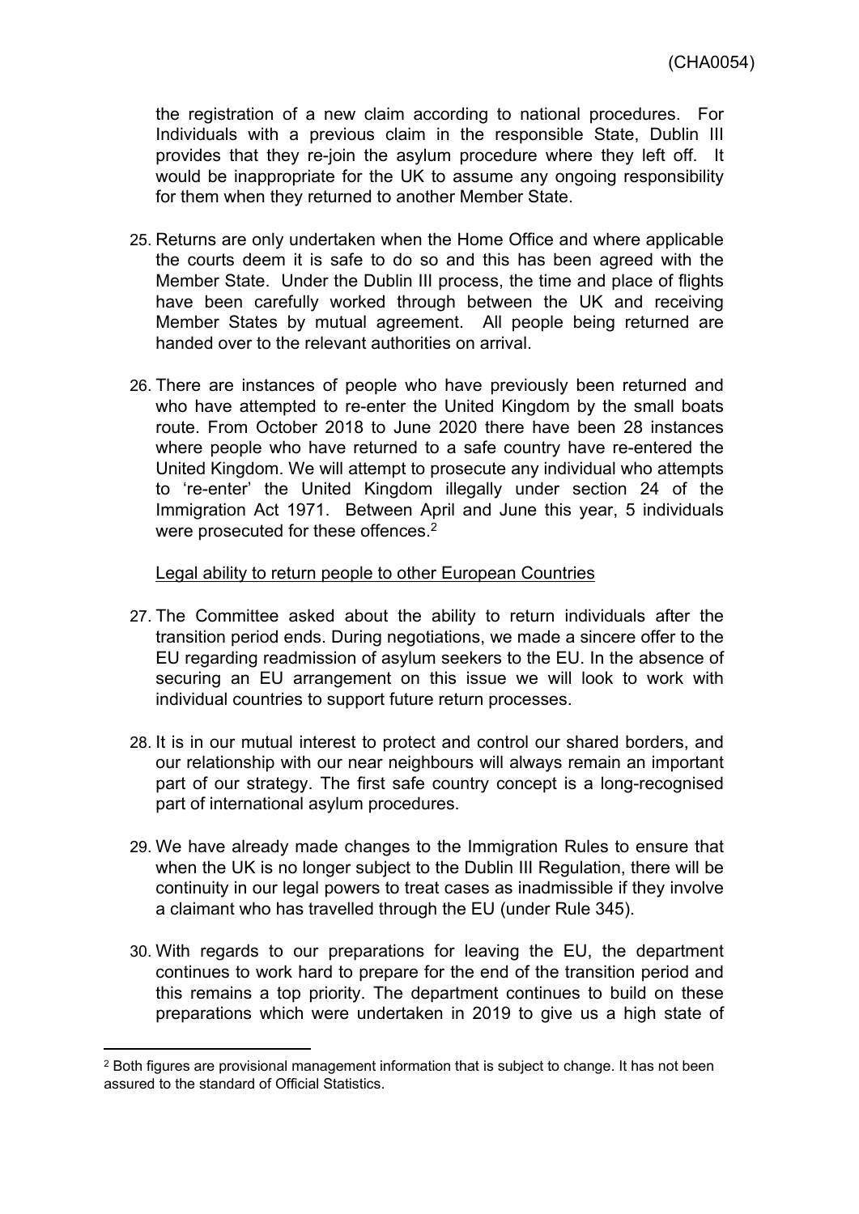the registration of a new claim according to national procedures. For Individuals with a previous claim in the responsible State, Dublin III provides that they re-join the asylum procedure where they left off. It would be inappropriate for the UK to assume any ongoing responsibility for them when they returned to another Member State.

25. Returns are only undertaken when the Home Office and where applicable the courts deem it is safe to do so and this has been agreed with the Member State. Under the Dublin III process, the time and place of flights have been carefully worked through between the UK and receiving Member States by mutual agreement. All people being returned are handed over to the relevant authorities on arrival.

26. There are instances of people who have previously been returned and who have attempted to re-enter the United Kingdom by the small boats route. From October 2018 to June 2020 there have been 28 instances where people who have returned to a safe country have re-entered the United Kingdom. We will attempt to prosecute any individual who attempts to 're-enter' the United Kingdom illegally under section 24 of the Immigration Act 1971. Between April and June this year, 5 individuals were prosecuted for these offences.[2]

<u>Legal ability to return people to other European Countries</u>

27. The Committee asked about the ability to return individuals after the transition period ends. During negotiations, we made a sincere offer to the EU regarding readmission of asylum seekers to the EU. In the absence of securing an EU arrangement on this issue we will look to work with individual countries to support future return processes.

28. It is in our mutual interest to protect and control our shared borders, and our relationship with our near neighbours will always remain an important part of our strategy. The first safe country concept is a long-recognised part of international asylum procedures.

29. We have already made changes to the Immigration Rules to ensure that when the UK is no longer subject to the Dublin III Regulation, there will be continuity in our legal powers to treat cases as inadmissible if they involve a claimant who has travelled through the EU (under Rule 345).

30. With regards to our preparations for leaving the EU, the department continues to work hard to prepare for the end of the transition period and this remains a top priority. The department continues to build on these preparations which were undertaken in 2019 to give us a high state of

[2] Both figures are provisional management information that is subject to change. It has not been assured to the standard of Official Statistics.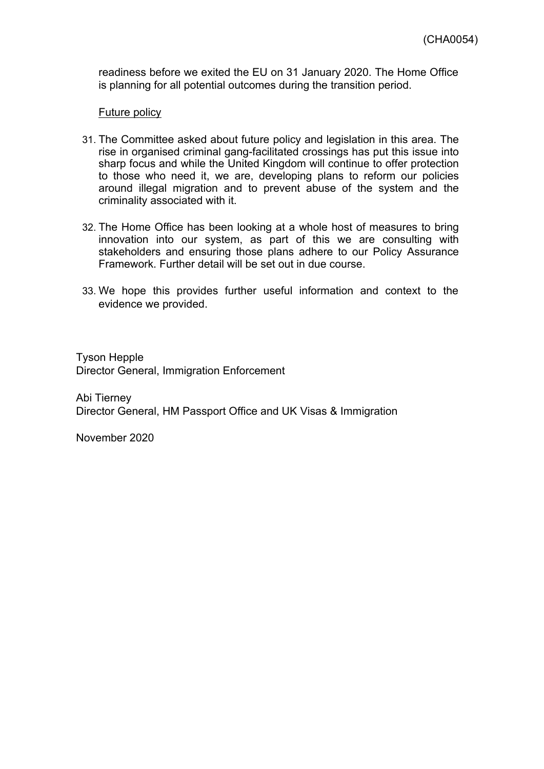readiness before we exited the EU on 31 January 2020. The Home Office is planning for all potential outcomes during the transition period.

<u>Future policy</u>

31. The Committee asked about future policy and legislation in this area. The rise in organised criminal gang-facilitated crossings has put this issue into sharp focus and while the United Kingdom will continue to offer protection to those who need it, we are, developing plans to reform our policies around illegal migration and to prevent abuse of the system and the criminality associated with it.

32. The Home Office has been looking at a whole host of measures to bring innovation into our system, as part of this we are consulting with stakeholders and ensuring those plans adhere to our Policy Assurance Framework. Further detail will be set out in due course.

33. We hope this provides further useful information and context to the evidence we provided.

Tyson Hepple
Director General, Immigration Enforcement

Abi Tierney
Director General, HM Passport Office and UK Visas & Immigration

November 2020